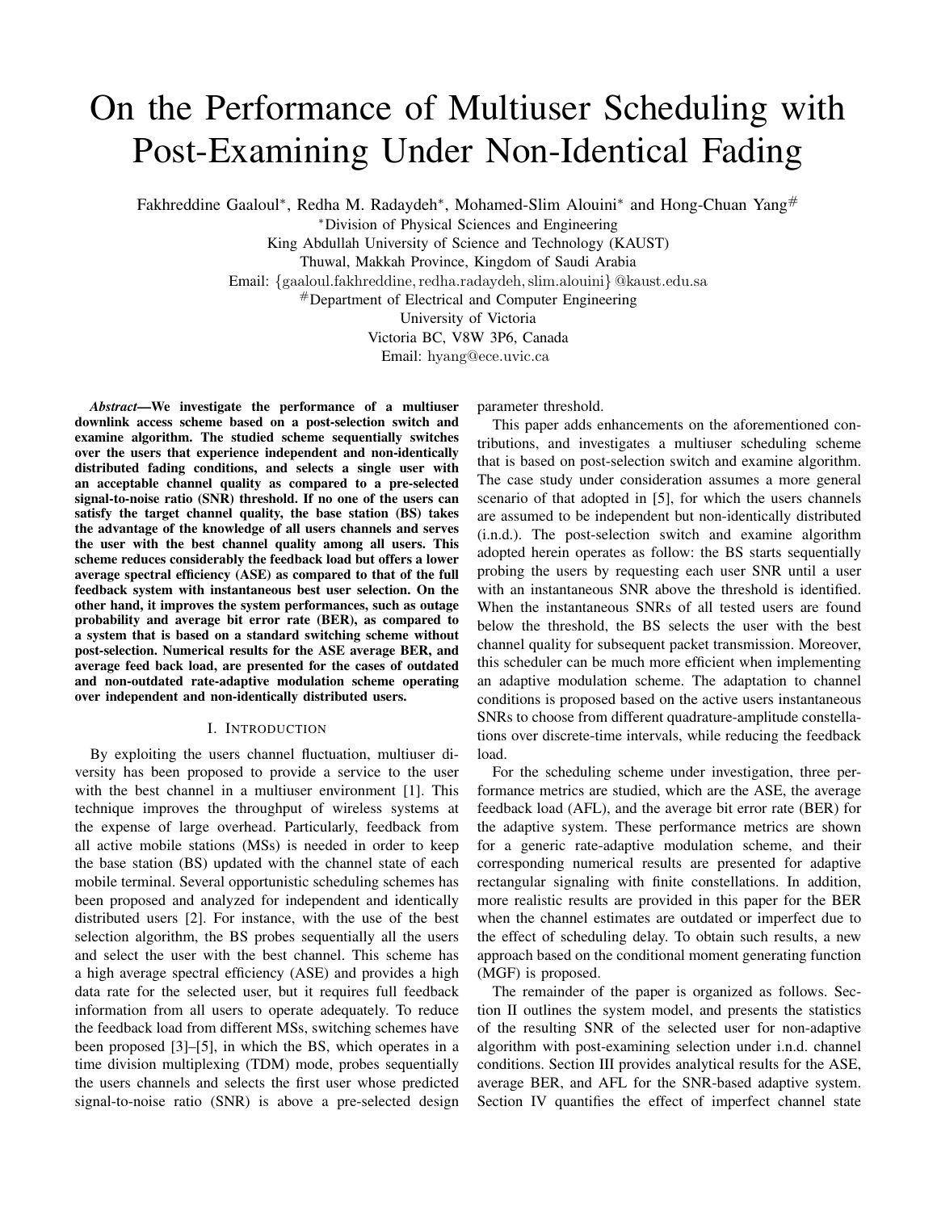# On the Performance of Multiuser Scheduling with Post-Examining Under Non-Identical Fading

Fakhreddine Gaaloul*, Redha M. Radaydeh*, Mohamed-Slim Alouini* and Hong-Chuan Yang#

*Division of Physical Sciences and Engineering
King Abdullah University of Science and Technology (KAUST)
Thuwal, Makkah Province, Kingdom of Saudi Arabia
Email: {gaaloul.fakhreddine, redha.radaydeh, slim.alouini} @kaust.edu.sa

#Department of Electrical and Computer Engineering
University of Victoria
Victoria BC, V8W 3P6, Canada
Email: hyang@ece.uvic.ca

***Abstract*—We investigate the performance of a multiuser downlink access scheme based on a post-selection switch and examine algorithm. The studied scheme sequentially switches over the users that experience independent and non-identically distributed fading conditions, and selects a single user with an acceptable channel quality as compared to a pre-selected signal-to-noise ratio (SNR) threshold. If no one of the users can satisfy the target channel quality, the base station (BS) takes the advantage of the knowledge of all users channels and serves the user with the best channel quality among all users. This scheme reduces considerably the feedback load but offers a lower average spectral efficiency (ASE) as compared to that of the full feedback system with instantaneous best user selection. On the other hand, it improves the system performances, such as outage probability and average bit error rate (BER), as compared to a system that is based on a standard switching scheme without post-selection. Numerical results for the ASE average BER, and average feed back load, are presented for the cases of outdated and non-outdated rate-adaptive modulation scheme operating over independent and non-identically distributed users.**

## I. Introduction

By exploiting the users channel fluctuation, multiuser diversity has been proposed to provide a service to the user with the best channel in a multiuser environment [1]. This technique improves the throughput of wireless systems at the expense of large overhead. Particularly, feedback from all active mobile stations (MSs) is needed in order to keep the base station (BS) updated with the channel state of each mobile terminal. Several opportunistic scheduling schemes has been proposed and analyzed for independent and identically distributed users [2]. For instance, with the use of the best selection algorithm, the BS probes sequentially all the users and select the user with the best channel. This scheme has a high average spectral efficiency (ASE) and provides a high data rate for the selected user, but it requires full feedback information from all users to operate adequately. To reduce the feedback load from different MSs, switching schemes have been proposed [3]–[5], in which the BS, which operates in a time division multiplexing (TDM) mode, probes sequentially the users channels and selects the first user whose predicted signal-to-noise ratio (SNR) is above a pre-selected design parameter threshold.

This paper adds enhancements on the aforementioned contributions, and investigates a multiuser scheduling scheme that is based on post-selection switch and examine algorithm. The case study under consideration assumes a more general scenario of that adopted in [5], for which the users channels are assumed to be independent but non-identically distributed (i.n.d.). The post-selection switch and examine algorithm adopted herein operates as follow: the BS starts sequentially probing the users by requesting each user SNR until a user with an instantaneous SNR above the threshold is identified. When the instantaneous SNRs of all tested users are found below the threshold, the BS selects the user with the best channel quality for subsequent packet transmission. Moreover, this scheduler can be much more efficient when implementing an adaptive modulation scheme. The adaptation to channel conditions is proposed based on the active users instantaneous SNRs to choose from different quadrature-amplitude constellations over discrete-time intervals, while reducing the feedback load.

For the scheduling scheme under investigation, three performance metrics are studied, which are the ASE, the average feedback load (AFL), and the average bit error rate (BER) for the adaptive system. These performance metrics are shown for a generic rate-adaptive modulation scheme, and their corresponding numerical results are presented for adaptive rectangular signaling with finite constellations. In addition, more realistic results are provided in this paper for the BER when the channel estimates are outdated or imperfect due to the effect of scheduling delay. To obtain such results, a new approach based on the conditional moment generating function (MGF) is proposed.

The remainder of the paper is organized as follows. Section II outlines the system model, and presents the statistics of the resulting SNR of the selected user for non-adaptive algorithm with post-examining selection under i.n.d. channel conditions. Section III provides analytical results for the ASE, average BER, and AFL for the SNR-based adaptive system. Section IV quantifies the effect of imperfect channel state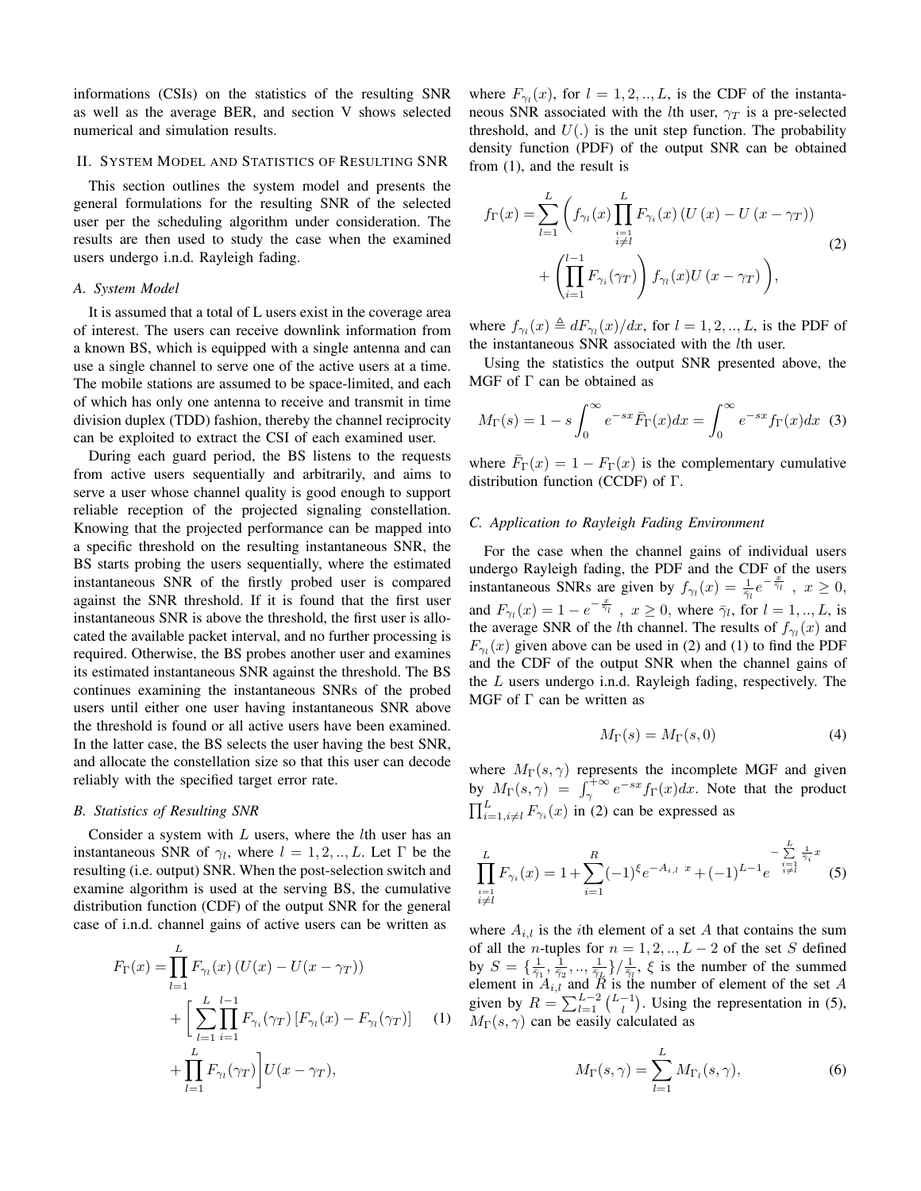informations (CSIs) on the statistics of the resulting SNR as well as the average BER, and section V shows selected numerical and simulation results.

## II. System Model and Statistics of Resulting SNR

This section outlines the system model and presents the general formulations for the resulting SNR of the selected user per the scheduling algorithm under consideration. The results are then used to study the case when the examined users undergo i.n.d. Rayleigh fading.

### A. System Model

It is assumed that a total of L users exist in the coverage area of interest. The users can receive downlink information from a known BS, which is equipped with a single antenna and can use a single channel to serve one of the active users at a time. The mobile stations are assumed to be space-limited, and each of which has only one antenna to receive and transmit in time division duplex (TDD) fashion, thereby the channel reciprocity can be exploited to extract the CSI of each examined user.

During each guard period, the BS listens to the requests from active users sequentially and arbitrarily, and aims to serve a user whose channel quality is good enough to support reliable reception of the projected signaling constellation. Knowing that the projected performance can be mapped into a specific threshold on the resulting instantaneous SNR, the BS starts probing the users sequentially, where the estimated instantaneous SNR of the firstly probed user is compared against the SNR threshold. If it is found that the first user instantaneous SNR is above the threshold, the first user is allocated the available packet interval, and no further processing is required. Otherwise, the BS probes another user and examines its estimated instantaneous SNR against the threshold. The BS continues examining the instantaneous SNRs of the probed users until either one user having instantaneous SNR above the threshold is found or all active users have been examined. In the latter case, the BS selects the user having the best SNR, and allocate the constellation size so that this user can decode reliably with the specified target error rate.

### B. Statistics of Resulting SNR

Consider a system with $L$ users, where the $l$th user has an instantaneous SNR of $\gamma_l$, where $l = 1, 2, .., L$. Let $\Gamma$ be the resulting (i.e. output) SNR. When the post-selection switch and examine algorithm is used at the serving BS, the cumulative distribution function (CDF) of the output SNR for the general case of i.n.d. channel gains of active users can be written as

$$
\begin{aligned}
F_\Gamma(x) = &\prod_{l=1}^{L} F_{\gamma_l}(x) \left(U(x) - U(x-\gamma_T)\right) \\
&+ \Bigg[ \sum_{l=1}^{L} \prod_{i=1}^{l-1} F_{\gamma_i}(\gamma_T) \left[F_{\gamma_l}(x) - F_{\gamma_l}(\gamma_T)\right] \\
&+ \prod_{l=1}^{L} F_{\gamma_l}(\gamma_T) \Bigg] U(x-\gamma_T),
\end{aligned} \tag{1}
$$

where $F_{\gamma_l}(x)$, for $l = 1, 2, .., L$, is the CDF of the instantaneous SNR associated with the $l$th user, $\gamma_T$ is a pre-selected threshold, and $U(.)$ is the unit step function. The probability density function (PDF) of the output SNR can be obtained from (1), and the result is

$$
\begin{aligned}
f_\Gamma(x) = \sum_{l=1}^{L} \Bigg( &f_{\gamma_l}(x) \prod_{\substack{i=1 \\ i \neq l}}^{L} F_{\gamma_i}(x) \left(U(x) - U(x-\gamma_T)\right) \\
&+ \left( \prod_{i=1}^{l-1} F_{\gamma_i}(\gamma_T) \right) f_{\gamma_l}(x) U(x-\gamma_T) \Bigg),
\end{aligned} \tag{2}
$$

where $f_{\gamma_l}(x) \triangleq dF_{\gamma_l}(x)/dx$, for $l = 1, 2, .., L$, is the PDF of the instantaneous SNR associated with the $l$th user.

Using the statistics the output SNR presented above, the MGF of $\Gamma$ can be obtained as

$$
M_\Gamma(s) = 1 - s\int_0^\infty e^{-sx} \bar{F}_\Gamma(x)dx = \int_0^\infty e^{-sx} f_\Gamma(x)dx \tag{3}
$$

where $\bar{F}_\Gamma(x) = 1 - F_\Gamma(x)$ is the complementary cumulative distribution function (CCDF) of $\Gamma$.

### C. Application to Rayleigh Fading Environment

For the case when the channel gains of individual users undergo Rayleigh fading, the PDF and the CDF of the users instantaneous SNRs are given by $f_{\gamma_l}(x) = \frac{1}{\bar{\gamma}_l} e^{-\frac{x}{\bar{\gamma}_l}}$ , $x \geq 0$, and $F_{\gamma_l}(x) = 1 - e^{-\frac{x}{\bar{\gamma}_l}}$ , $x \geq 0$, where $\bar{\gamma}_l$, for $l = 1, .., L$, is the average SNR of the $l$th channel. The results of $f_{\gamma_l}(x)$ and $F_{\gamma_l}(x)$ given above can be used in (2) and (1) to find the PDF and the CDF of the output SNR when the channel gains of the $L$ users undergo i.n.d. Rayleigh fading, respectively. The MGF of $\Gamma$ can be written as

$$
M_\Gamma(s) = M_\Gamma(s, 0) \tag{4}
$$

where $M_\Gamma(s, \gamma)$ represents the incomplete MGF and given by $M_\Gamma(s, \gamma) = \int_\gamma^{+\infty} e^{-sx} f_\Gamma(x)dx$. Note that the product $\prod_{i=1, i\neq l}^{L} F_{\gamma_i}(x)$ in (2) can be expressed as

$$
\prod_{\substack{i=1 \\ i \neq l}}^{L} F_{\gamma_i}(x) = 1 + \sum_{i=1}^{R} (-1)^{\xi} e^{-A_{i,l}\ x} + (-1)^{L-1} e^{-\sum\limits_{\substack{i=1 \\ i \neq l}}^{L} \frac{1}{\bar{\gamma}_i} x} \tag{5}
$$

where $A_{i,l}$ is the $i$th element of a set $A$ that contains the sum of all the $n$-tuples for $n = 1, 2, .., L-2$ of the set $S$ defined by $S = \{\frac{1}{\bar{\gamma}_1}, \frac{1}{\bar{\gamma}_2}, .., \frac{1}{\bar{\gamma}_L}\}/\frac{1}{\bar{\gamma}_l}$, $\xi$ is the number of the summed element in $A_{i,l}$ and $R$ is the number of element of the set $A$ given by $R = \sum_{l=1}^{L-2} \binom{L-1}{l}$. Using the representation in (5), $M_\Gamma(s, \gamma)$ can be easily calculated as

$$
M_\Gamma(s, \gamma) = \sum_{l=1}^{L} M_{\Gamma_l}(s, \gamma), \tag{6}
$$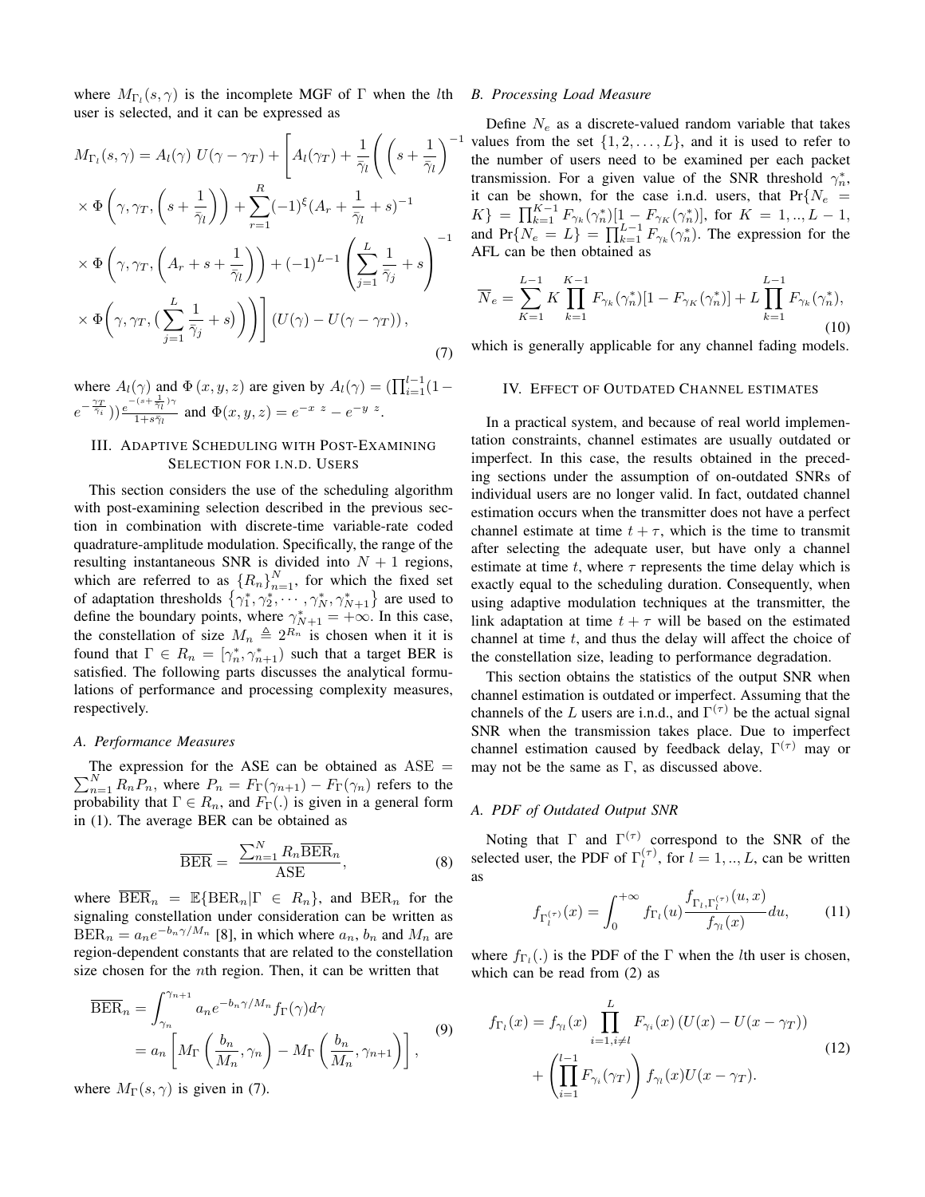where $M_{\Gamma_l}(s,\gamma)$ is the incomplete MGF of $\Gamma$ when the $l$th user is selected, and it can be expressed as

$$
\begin{aligned}
M_{\Gamma_l}(s,\gamma) &= A_l(\gamma)\; U(\gamma-\gamma_T) + \Bigg[A_l(\gamma_T) + \frac{1}{\bar{\gamma}_l}\Bigg(\left(s+\frac{1}{\bar{\gamma}_l}\right)^{-1} \\
&\times \Phi\left(\gamma,\gamma_T,\left(s+\frac{1}{\bar{\gamma}_l}\right)\right) + \sum_{r=1}^{R}(-1)^{\xi}(A_r+\frac{1}{\bar{\gamma}_l}+s)^{-1} \\
&\times \Phi\left(\gamma,\gamma_T,\left(A_r+s+\frac{1}{\bar{\gamma}_l}\right)\right) + (-1)^{L-1}\left(\sum_{j=1}^{L}\frac{1}{\bar{\gamma}_j}+s\right)^{-1} \\
&\times \Phi\Big(\gamma,\gamma_T,\big(\sum_{j=1}^{L}\frac{1}{\bar{\gamma}_j}+s\big)\Big)\Bigg)\Bigg]\left(U(\gamma)-U(\gamma-\gamma_T)\right),
\end{aligned}
\tag{7}
$$

where $A_l(\gamma)$ and $\Phi\left(x,y,z\right)$ are given by $A_l(\gamma) = (\prod_{i=1}^{l-1}(1-e^{-\frac{\gamma_T}{\bar{\gamma}_i}}))\frac{e^{-(s+\frac{1}{\bar{\gamma}_l})\gamma}}{1+s\bar{\gamma}_l}$ and $\Phi(x,y,z) = e^{-x\ z} - e^{-y\ z}$.

## III. Adaptive Scheduling with Post-Examining Selection for i.n.d. Users

This section considers the use of the scheduling algorithm with post-examining selection described in the previous section in combination with discrete-time variable-rate coded quadrature-amplitude modulation. Specifically, the range of the resulting instantaneous SNR is divided into $N+1$ regions, which are referred to as $\{R_n\}_{n=1}^{N}$, for which the fixed set of adaptation thresholds $\left\{\gamma_1^*,\gamma_2^*,\cdots,\gamma_N^*,\gamma_{N+1}^*\right\}$ are used to define the boundary points, where $\gamma_{N+1}^* = +\infty$. In this case, the constellation of size $M_n \triangleq 2^{R_n}$ is chosen when it it is found that $\Gamma \in R_n = [\gamma_n^*,\gamma_{n+1}^*)$ such that a target BER is satisfied. The following parts discusses the analytical formulations of performance and processing complexity measures, respectively.

### A. Performance Measures

The expression for the ASE can be obtained as $\mathrm{ASE} = \sum_{n=1}^{N} R_n P_n$, where $P_n = F_\Gamma(\gamma_{n+1}) - F_\Gamma(\gamma_n)$ refers to the probability that $\Gamma \in R_n$, and $F_\Gamma(.)$ is given in a general form in (1). The average BER can be obtained as

$$
\overline{\mathrm{BER}} = \frac{\sum_{n=1}^{N} R_n \overline{\mathrm{BER}}_n}{\mathrm{ASE}},
\tag{8}
$$

where $\overline{\mathrm{BER}}_n = \mathbb{E}\{\mathrm{BER}_n | \Gamma \in R_n\}$, and $\mathrm{BER}_n$ for the signaling constellation under consideration can be written as $\mathrm{BER}_n = a_n e^{-b_n\gamma/M_n}$ [8], in which where $a_n$, $b_n$ and $M_n$ are region-dependent constants that are related to the constellation size chosen for the $n$th region. Then, it can be written that

$$
\begin{aligned}
\overline{\mathrm{BER}}_n &= \int_{\gamma_n}^{\gamma_{n+1}} a_n e^{-b_n\gamma/M_n} f_\Gamma(\gamma)d\gamma \\
&= a_n\left[M_\Gamma\left(\frac{b_n}{M_n},\gamma_n\right) - M_\Gamma\left(\frac{b_n}{M_n},\gamma_{n+1}\right)\right],
\end{aligned}
\tag{9}
$$

where $M_\Gamma(s,\gamma)$ is given in (7).

### B. Processing Load Measure

Define $N_e$ as a discrete-valued random variable that takes values from the set $\{1,2,\ldots,L\}$, and it is used to refer to the number of users need to be examined per each packet transmission. For a given value of the SNR threshold $\gamma_n^*$, it can be shown, for the case i.n.d. users, that $\Pr\{N_e = K\} = \prod_{k=1}^{K-1} F_{\gamma_k}(\gamma_n^*)[1-F_{\gamma_K}(\gamma_n^*)]$, for $K=1,..,L-1$, and $\Pr\{N_e = L\} = \prod_{k=1}^{L-1} F_{\gamma_k}(\gamma_n^*)$. The expression for the AFL can be then obtained as

$$
\overline{N}_e = \sum_{K=1}^{L-1} K \prod_{k=1}^{K-1} F_{\gamma_k}(\gamma_n^*)[1-F_{\gamma_K}(\gamma_n^*)] + L\prod_{k=1}^{L-1} F_{\gamma_k}(\gamma_n^*),
\tag{10}
$$

which is generally applicable for any channel fading models.

## IV. Effect of Outdated Channel Estimates

In a practical system, and because of real world implementation constraints, channel estimates are usually outdated or imperfect. In this case, the results obtained in the preceding sections under the assumption of on-outdated SNRs of individual users are no longer valid. In fact, outdated channel estimation occurs when the transmitter does not have a perfect channel estimate at time $t+\tau$, which is the time to transmit after selecting the adequate user, but have only a channel estimate at time $t$, where $\tau$ represents the time delay which is exactly equal to the scheduling duration. Consequently, when using adaptive modulation techniques at the transmitter, the link adaptation at time $t+\tau$ will be based on the estimated channel at time $t$, and thus the delay will affect the choice of the constellation size, leading to performance degradation.

This section obtains the statistics of the output SNR when channel estimation is outdated or imperfect. Assuming that the channels of the $L$ users are i.n.d., and $\Gamma^{(\tau)}$ be the actual signal SNR when the transmission takes place. Due to imperfect channel estimation caused by feedback delay, $\Gamma^{(\tau)}$ may or may not be the same as $\Gamma$, as discussed above.

### A. PDF of Outdated Output SNR

Noting that $\Gamma$ and $\Gamma^{(\tau)}$ correspond to the SNR of the selected user, the PDF of $\Gamma_l^{(\tau)}$, for $l=1,..,L$, can be written as

$$
f_{\Gamma_l^{(\tau)}}(x) = \int_0^{+\infty} f_{\Gamma_l}(u)\frac{f_{\Gamma_l,\Gamma_l^{(\tau)}}(u,x)}{f_{\gamma_l}(x)}du,
\tag{11}
$$

where $f_{\Gamma_l}(.)$ is the PDF of the $\Gamma$ when the $l$th user is chosen, which can be read from (2) as

$$
\begin{aligned}
f_{\Gamma_l}(x) &= f_{\gamma_l}(x)\prod_{i=1, i\neq l}^{L} F_{\gamma_i}(x)\left(U(x)-U(x-\gamma_T)\right) \\
&+ \left(\prod_{i=1}^{l-1} F_{\gamma_i}(\gamma_T)\right) f_{\gamma_l}(x) U(x-\gamma_T).
\end{aligned}
\tag{12}
$$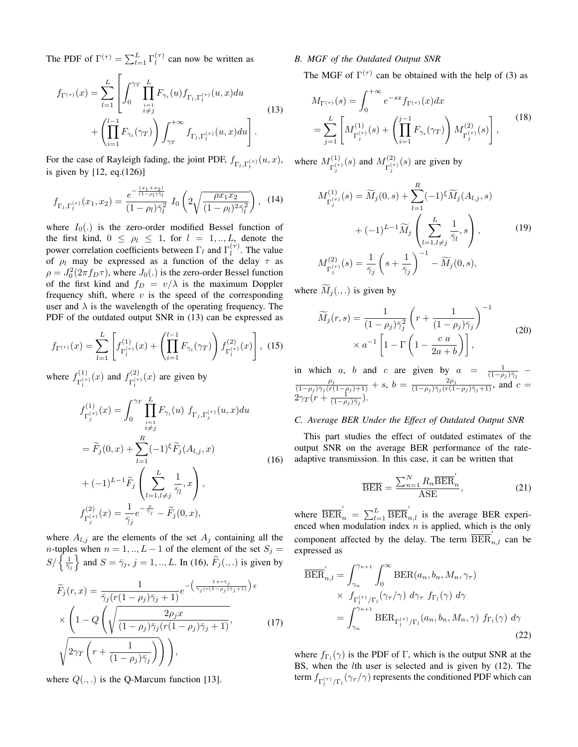The PDF of $\Gamma^{(\tau)} = \sum_{l=1}^{L} \Gamma_l^{(\tau)}$ can now be written as

$$f_{\Gamma^{(\tau)}}(x) = \sum_{l=1}^{L} \left[ \int_0^{\gamma_T} \prod_{\substack{i=1 \\ i \neq j}}^{L} F_{\gamma_i}(u) f_{\Gamma_l, \Gamma_l^{(\tau)}}(u, x) du + \left( \prod_{i=1}^{l-1} F_{\gamma_i}(\gamma_T) \right) \int_{\gamma_T}^{+\infty} f_{\Gamma_l, \Gamma_l^{(\tau)}}(u, x) du \right]. \tag{13}$$

For the case of Rayleigh fading, the joint PDF, $f_{\Gamma_l, \Gamma_l^{(\tau)}}(u, x)$, is given by [12, eq.(126)]

$$f_{\Gamma_l, \Gamma_l^{(\tau)}}(x_1, x_2) = \frac{e^{-\frac{(x_1+x_2)}{(1-\rho_l)\bar{\gamma}_l}}}{(1-\rho_l)\bar{\gamma}_l^2} \; I_0\left( 2\sqrt{\frac{\rho x_1 x_2}{(1-\rho_l)^2 \bar{\gamma}_l^2}} \right), \tag{14}$$

where $I_0(.)$ is the zero-order modified Bessel function of the first kind, $0 \leq \rho_l \leq 1$, for $l = 1, .., L$, denote the power correlation coefficients between $\Gamma_l$ and $\Gamma_l^{(\tau)}$. The value of $\rho_l$ may be expressed as a function of the delay $\tau$ as $\rho = J_0^2(2\pi f_D \tau)$, where $J_0(.)$ is the zero-order Bessel function of the first kind and $f_D = v/\lambda$ is the maximum Doppler frequency shift, where $v$ is the speed of the corresponding user and $\lambda$ is the wavelength of the operating frequency. The PDF of the outdated output SNR in (13) can be expressed as

$$f_{\Gamma^{(\tau)}}(x) = \sum_{l=1}^{L} \left[ f^{(1)}_{\Gamma_l^{(\tau)}}(x) + \left( \prod_{i=1}^{l-1} F_{\gamma_i}(\gamma_T) \right) f^{(2)}_{\Gamma_l^{(\tau)}}(x) \right], \tag{15}$$

where $f^{(1)}_{\Gamma_l^{(\tau)}}(x)$ and $f^{(2)}_{\Gamma_l^{(\tau)}}(x)$ are given by

$$\begin{aligned} f^{(1)}_{\Gamma_j^{(\tau)}}(x) &= \int_0^{\gamma_T} \prod_{\substack{i=1 \\ i \neq j}}^{L} F_{\gamma_i}(u) \; f_{\Gamma_j, \Gamma_j^{(\tau)}}(u, x) du \\ &= \widetilde{F}_j(0, x) + \sum_{l=1}^{R} (-1)^{\xi} \widetilde{F}_j(A_{l,j}, x) \\ &\quad + (-1)^{L-1} \widetilde{F}_j\left( \sum_{l=1, l \neq j}^{L} \frac{1}{\bar{\gamma}_l}, x \right), \\ f^{(2)}_{\Gamma_j^{(\tau)}}(x) &= \frac{1}{\bar{\gamma}_j} e^{-\frac{x}{\bar{\gamma}_j}} - \widetilde{F}_j(0, x), \end{aligned} \tag{16}$$

where $A_{l,j}$ are the elements of the set $A_j$ containing all the $n$-tuples when $n = 1, .., L-1$ of the element of the set $S_j = S / \left\{ \frac{1}{\bar{\gamma}_j} \right\}$ and $S = \bar{\gamma}_j$, $j = 1, .., L$. In (16), $\widetilde{F}_j(.,.)$ is given by

$$\begin{aligned} \widetilde{F}_j(r, x) &= \frac{1}{\bar{\gamma}_j (r(1-\rho_j)\bar{\gamma}_j + 1)} e^{-\left( \frac{1 + r\bar{\gamma}_j}{\bar{\gamma}_j (r(1-\rho_j)\bar{\gamma}_j + 1)} \right) x} \\ &\times \left( 1 - Q\left( \sqrt{\frac{2\rho_j x}{(1-\rho_j)\bar{\gamma}_j (r(1-\rho_j)\bar{\gamma}_j + 1)}}, \right.\right. \\ &\left.\left. \sqrt{2\gamma_T \left( r + \frac{1}{(1-\rho_j)\bar{\gamma}_j} \right)} \right) \right), \end{aligned} \tag{17}$$

where $Q(.,.)$ is the Q-Marcum function [13].

### B. MGF of the Outdated Output SNR

The MGF of $\Gamma^{(\tau)}$ can be obtained with the help of (3) as

$$\begin{aligned} M_{\Gamma^{(\tau)}}(s) &= \int_0^{+\infty} e^{-sx} f_{\Gamma^{(\tau)}}(x) dx \\ &= \sum_{j=1}^{L} \left[ M^{(1)}_{\Gamma_j^{(\tau)}}(s) + \left( \prod_{i=1}^{j-1} F_{\gamma_i}(\gamma_T) \right) M^{(2)}_{\Gamma_j^{(\tau)}}(s) \right], \end{aligned} \tag{18}$$

where $M^{(1)}_{\Gamma_j^{(\tau)}}(s)$ and $M^{(2)}_{\Gamma_j^{(\tau)}}(s)$ are given by

$$\begin{aligned} M^{(1)}_{\Gamma_j^{(\tau)}}(s) &= \widetilde{M}_j(0, s) + \sum_{l=1}^{R} (-1)^{\xi} \widetilde{M}_j(A_{l,j}, s) \\ &\quad + (-1)^{L-1} \widetilde{M}_j\left( \sum_{l=1, l \neq j}^{L} \frac{1}{\bar{\gamma}_l}, s \right), \\ M^{(2)}_{\Gamma_j^{(\tau)}}(s) &= \frac{1}{\bar{\gamma}_j} \left( s + \frac{1}{\bar{\gamma}_j} \right)^{-1} - \widetilde{M}_j(0, s), \end{aligned} \tag{19}$$

where $\widetilde{M}_j(.,.)$ is given by

$$\begin{aligned} \widetilde{M}_j(r, s) &= \frac{1}{(1-\rho_j)\bar{\gamma}_j^2} \left( r + \frac{1}{(1-\rho_j)\bar{\gamma}_j} \right)^{-1} \\ &\times a^{-1} \left[ 1 - \Gamma\left( 1 - \frac{c \; a}{2a + b} \right) \right], \end{aligned} \tag{20}$$

in which $a$, $b$ and $c$ are given by $a = \frac{1}{(1-\rho_j)\bar{\gamma}_j} - \frac{\rho_j}{(1-\rho_j)\bar{\gamma}_j (r(1-\rho_j)+1)} + s$, $b = \frac{2\rho_j}{(1-\rho_j)\bar{\gamma}_j (r(1-\rho_j)\bar{\gamma}_j + 1)}$, and $c = 2\gamma_T (r + \frac{1}{(1-\rho_j)\bar{\gamma}_j})$.

### C. Average BER Under the Effect of Outdated Output SNR

This part studies the effect of outdated estimates of the output SNR on the average BER performance of the rate-adaptive transmission. In this case, it can be written that

$$\overline{\text{BER}} = \frac{\sum_{n=1}^{N} R_n \overline{\text{BER}}'_n}{\text{ASE}}, \tag{21}$$

where $\overline{\text{BER}}'_n = \sum_{l=1}^{L} \overline{\text{BER}}'_{n,l}$ is the average BER experienced when modulation index $n$ is applied, which is the only component affected by the delay. The term $\overline{\text{BER}}'_{n,l}$ can be expressed as

$$\begin{aligned} \overline{\text{BER}}'_{n,l} &= \int_{\gamma_n}^{\gamma_{n+1}} \int_0^{\infty} \text{BER}(a_n, b_n, M_n, \gamma_\tau) \\ &\quad \times \; f_{\Gamma_l^{(\tau)}/\Gamma_l}(\gamma_\tau / \gamma) \; d\gamma_\tau \; f_{\Gamma_l}(\gamma) \; d\gamma \\ &= \int_{\gamma_n}^{\gamma_{n+1}} \text{BER}_{\Gamma_l^{(\tau)}/\Gamma_l}(a_n, b_n, M_n, \gamma) \; f_{\Gamma_l}(\gamma) \; d\gamma \end{aligned} \tag{22}$$

where $f_{\Gamma_l}(\gamma)$ is the PDF of $\Gamma$, which is the output SNR at the BS, when the $l$th user is selected and is given by (12). The term $f_{\Gamma_l^{(\tau)}/\Gamma_l}(\gamma_\tau / \gamma)$ represents the conditioned PDF which can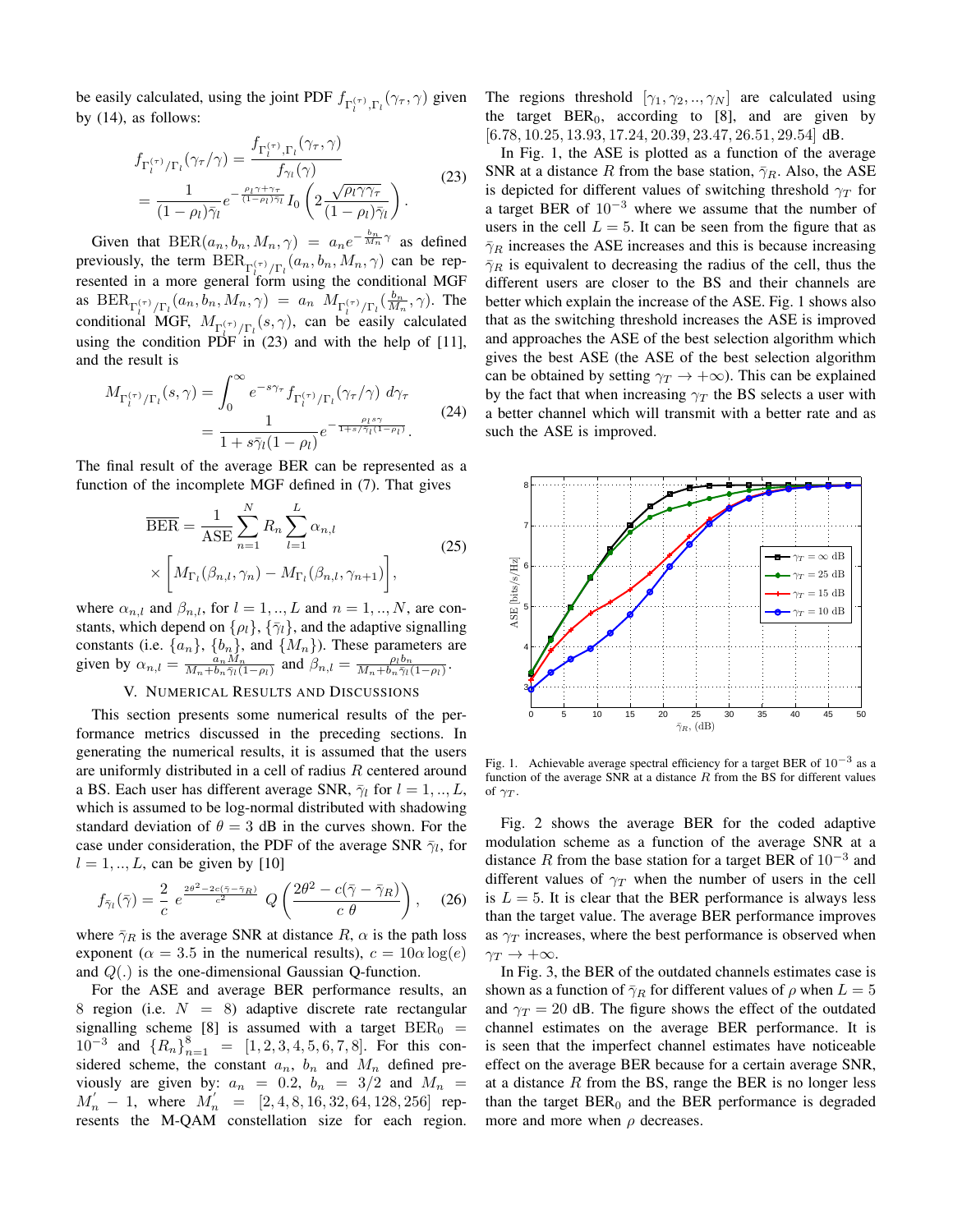be easily calculated, using the joint PDF $f_{\Gamma_l^{(\tau)},\Gamma_l}(\gamma_\tau,\gamma)$ given by (14), as follows:

$$
\begin{aligned}
f_{\Gamma_l^{(\tau)}/\Gamma_l}(\gamma_\tau/\gamma) &= \frac{f_{\Gamma_l^{(\tau)},\Gamma_l}(\gamma_\tau,\gamma)}{f_{\gamma_l}(\gamma)} \\
&= \frac{1}{(1-\rho_l)\bar{\gamma}_l} e^{-\frac{\rho_l\gamma+\gamma_\tau}{(1-\rho_l)\bar{\gamma}_l}} I_0\left(2\frac{\sqrt{\rho_l\gamma\gamma_\tau}}{(1-\rho_l)\bar{\gamma}_l}\right).
\end{aligned} \tag{23}
$$

Given that $\text{BER}(a_n,b_n,M_n,\gamma) = a_n e^{-\frac{b_n}{M_n}\gamma}$ as defined previously, the term $\text{BER}_{\Gamma_l^{(\tau)}/\Gamma_l}(a_n,b_n,M_n,\gamma)$ can be represented in a more general form using the conditional MGF as $\text{BER}_{\Gamma_l^{(\tau)}/\Gamma_l}(a_n,b_n,M_n,\gamma) = a_n\ M_{\Gamma_l^{(\tau)}/\Gamma_l}(\frac{b_n}{M_n},\gamma)$. The conditional MGF, $M_{\Gamma_l^{(\tau)}/\Gamma_l}(s,\gamma)$, can be easily calculated using the condition PDF in (23) and with the help of [11], and the result is

$$
\begin{aligned}
M_{\Gamma_l^{(\tau)}/\Gamma_l}(s,\gamma) &= \int_0^\infty e^{-s\gamma_\tau} f_{\Gamma_l^{(\tau)}/\Gamma_l}(\gamma_\tau/\gamma)\ d\gamma_\tau \\
&= \frac{1}{1+s\bar{\gamma}_l(1-\rho_l)} e^{-\frac{\rho_l s\gamma}{1+s/\bar{\gamma}_l(1-\rho_l)}}.
\end{aligned} \tag{24}
$$

The final result of the average BER can be represented as a function of the incomplete MGF defined in (7). That gives

$$
\begin{aligned}
\overline{\text{BER}} &= \frac{1}{\text{ASE}}\sum_{n=1}^{N} R_n \sum_{l=1}^{L}\alpha_{n,l} \\
&\times\left[M_{\Gamma_l}(\beta_{n,l},\gamma_n) - M_{\Gamma_l}(\beta_{n,l},\gamma_{n+1})\right],
\end{aligned} \tag{25}
$$

where $\alpha_{n,l}$ and $\beta_{n,l}$, for $l=1,..,L$ and $n=1,..,N$, are constants, which depend on $\{\rho_l\}$, $\{\bar{\gamma}_l\}$, and the adaptive signalling constants (i.e. $\{a_n\}$, $\{b_n\}$, and $\{M_n\}$). These parameters are given by $\alpha_{n,l} = \frac{a_n M_n}{M_n+b_n\bar{\gamma}_l(1-\rho_l)}$ and $\beta_{n,l} = \frac{\rho_l b_n}{M_n+b_n\bar{\gamma}_l(1-\rho_l)}$.

## V. Numerical Results and Discussions

This section presents some numerical results of the performance metrics discussed in the preceding sections. In generating the numerical results, it is assumed that the users are uniformly distributed in a cell of radius $R$ centered around a BS. Each user has different average SNR, $\bar{\gamma}_l$ for $l=1,..,L$, which is assumed to be log-normal distributed with shadowing standard deviation of $\theta = 3$ dB in the curves shown. For the case under consideration, the PDF of the average SNR $\bar{\gamma}_l$, for $l=1,..,L$, can be given by [10]

$$
f_{\bar{\gamma}_l}(\bar{\gamma}) = \frac{2}{c}\ e^{\frac{2\theta^2-2c(\bar{\gamma}-\bar{\gamma}_R)}{c^2}}\ Q\left(\frac{2\theta^2-c(\bar{\gamma}-\bar{\gamma}_R)}{c\ \theta}\right), \tag{26}
$$

where $\bar{\gamma}_R$ is the average SNR at distance $R$, $\alpha$ is the path loss exponent ($\alpha = 3.5$ in the numerical results), $c = 10\alpha\log(e)$ and $Q(.)$ is the one-dimensional Gaussian Q-function.

For the ASE and average BER performance results, an 8 region (i.e. $N=8$) adaptive discrete rate rectangular signalling scheme [8] is assumed with a target $\text{BER}_0 = 10^{-3}$ and $\{R_n\}_{n=1}^{8} = [1,2,3,4,5,6,7,8]$. For this considered scheme, the constant $a_n$, $b_n$ and $M_n$ defined previously are given by: $a_n = 0.2$, $b_n = 3/2$ and $M_n = M_n^{'} - 1$, where $M_n^{'} = [2,4,8,16,32,64,128,256]$ represents the M-QAM constellation size for each region. The regions threshold $[\gamma_1,\gamma_2,..,\gamma_N]$ are calculated using the target $\text{BER}_0$, according to [8], and are given by $[6.78, 10.25, 13.93, 17.24, 20.39, 23.47, 26.51, 29.54]$ dB.

In Fig. 1, the ASE is plotted as a function of the average SNR at a distance $R$ from the base station, $\bar{\gamma}_R$. Also, the ASE is depicted for different values of switching threshold $\gamma_T$ for a target BER of $10^{-3}$ where we assume that the number of users in the cell $L=5$. It can be seen from the figure that as $\bar{\gamma}_R$ increases the ASE increases and this is because increasing $\bar{\gamma}_R$ is equivalent to decreasing the radius of the cell, thus the different users are closer to the BS and their channels are better which explain the increase of the ASE. Fig. 1 shows also that as the switching threshold increases the ASE is improved and approaches the ASE of the best selection algorithm which gives the best ASE (the ASE of the best selection algorithm can be obtained by setting $\gamma_T \to +\infty$). This can be explained by the fact that when increasing $\gamma_T$ the BS selects a user with a better channel which will transmit with a better rate and as such the ASE is improved.

ASE [bits/s/Hz]
$\bar{\gamma}_R$, (dB)
$\gamma_T = \infty$ dB
$\gamma_T = 25$ dB
$\gamma_T = 15$ dB
$\gamma_T = 10$ dB
0 5 10 15 20 25 30 35 40 45 50
3 4 5 6 7 8

Fig. 1. Achievable average spectral efficiency for a target BER of $10^{-3}$ as a function of the average SNR at a distance $R$ from the BS for different values of $\gamma_T$.

Fig. 2 shows the average BER for the coded adaptive modulation scheme as a function of the average SNR at a distance $R$ from the base station for a target BER of $10^{-3}$ and different values of $\gamma_T$ when the number of users in the cell is $L=5$. It is clear that the BER performance is always less than the target value. The average BER performance improves as $\gamma_T$ increases, where the best performance is observed when $\gamma_T \to +\infty$.

In Fig. 3, the BER of the outdated channels estimates case is shown as a function of $\bar{\gamma}_R$ for different values of $\rho$ when $L=5$ and $\gamma_T = 20$ dB. The figure shows the effect of the outdated channel estimates on the average BER performance. It is is seen that the imperfect channel estimates have noticeable effect on the average BER because for a certain average SNR, at a distance $R$ from the BS, range the BER is no longer less than the target $\text{BER}_0$ and the BER performance is degraded more and more when $\rho$ decreases.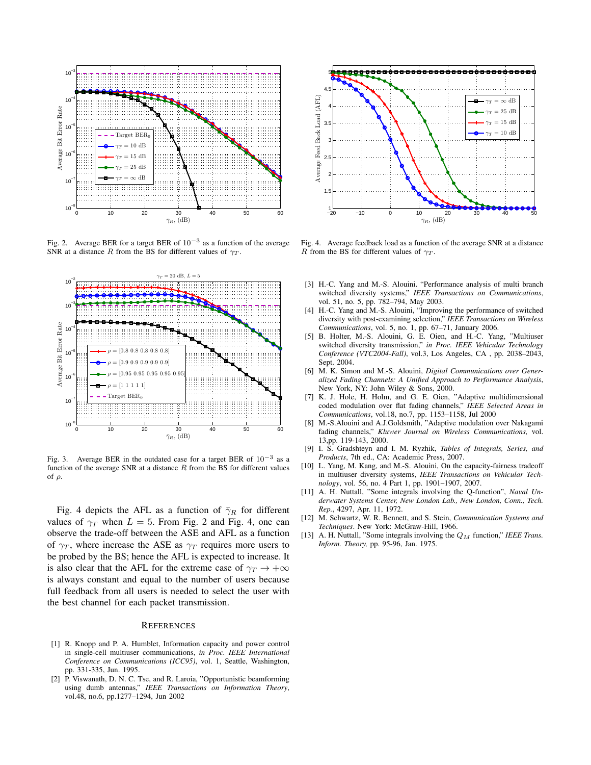10⁻³
10⁻⁴
10⁻⁵
10⁻⁶
10⁻⁷
10⁻⁸
0 10 20 30 40 50 60
$\bar{\gamma}_R$, (dB)
Average Bit Error Rate
Target BER$_0$
$\gamma_T$ = 10 dB
$\gamma_T$ = 15 dB
$\gamma_T$ = 25 dB
$\gamma_T$ = ∞ dB

Fig. 2. Average BER for a target BER of $10^{-3}$ as a function of the average SNR at a distance $R$ from the BS for different values of $\gamma_T$.

5
4.5
4
3.5
3
2.5
2
1.5
1
−20 −10 0 10 20 30 40 50
$\bar{\gamma}_R$, (dB)
Average Feed Back Load (AFL)
$\gamma_T$ = ∞ dB
$\gamma_T$ = 25 dB
$\gamma_T$ = 15 dB
$\gamma_T$ = 10 dB

Fig. 4. Average feedback load as a function of the average SNR at a distance $R$ from the BS for different values of $\gamma_T$.

$\gamma_T$ = 20 dB, $L$ = 5
10⁻²
10⁻³
10⁻⁴
10⁻⁵
10⁻⁶
10⁻⁷
10⁻⁸
0 10 20 30 40 50 60
$\bar{\gamma}_R$, (dB)
Average Bit Error Rate
$\rho$ = [0.8 0.8 0.8 0.8 0.8]
$\rho$ = [0.9 0.9 0.9 0.9 0.9]
$\rho$ = [0.95 0.95 0.95 0.95 0.95]
$\rho$ = [1 1 1 1 1]
Target BER$_0$

Fig. 3. Average BER in the outdated case for a target BER of $10^{-3}$ as a function of the average SNR at a distance $R$ from the BS for different values of $\rho$.

Fig. 4 depicts the AFL as a function of $\bar{\gamma}_R$ for different values of $\gamma_T$ when $L = 5$. From Fig. 2 and Fig. 4, one can observe the trade-off between the ASE and AFL as a function of $\gamma_T$, where increase the ASE as $\gamma_T$ requires more users to be probed by the BS; hence the AFL is expected to increase. It is also clear that the AFL for the extreme case of $\gamma_T \rightarrow +\infty$ is always constant and equal to the number of users because full feedback from all users is needed to select the user with the best channel for each packet transmission.

## References

[1] R. Knopp and P. A. Humblet, Information capacity and power control in single-cell multiuser communications, *in Proc. IEEE International Conference on Communications (ICC95)*, vol. 1, Seattle, Washington, pp. 331-335, Jun. 1995.

[2] P. Viswanath, D. N. C. Tse, and R. Laroia, "Opportunistic beamforming using dumb antennas," *IEEE Transactions on Information Theory*, vol.48, no.6, pp.1277–1294, Jun 2002

[3] H.-C. Yang and M.-S. Alouini. "Performance analysis of multi branch switched diversity systems," *IEEE Transactions on Communications*, vol. 51, no. 5, pp. 782–794, May 2003.

[4] H.-C. Yang and M.-S. Alouini, "Improving the performance of switched diversity with post-examining selection," *IEEE Transactions on Wireless Communications*, vol. 5, no. 1, pp. 67–71, January 2006.

[5] B. Holter, M.-S. Alouini, G. E. Oien, and H.-C. Yang, "Multiuser switched diversity transmission," *in Proc. IEEE Vehicular Technology Conference (VTC2004-Fall)*, vol.3, Los Angeles, CA , pp. 2038–2043, Sept. 2004.

[6] M. K. Simon and M.-S. Alouini, *Digital Communications over Generalized Fading Channels: A Unified Approach to Performance Analysis*, New York, NY: John Wiley & Sons, 2000.

[7] K. J. Hole, H. Holm, and G. E. Oien, "Adaptive multidimensional coded modulation over flat fading channels," *IEEE Selected Areas in Communications*, vol.18, no.7, pp. 1153–1158, Jul 2000

[8] M.-S.Alouini and A.J.Goldsmith, "Adaptive modulation over Nakagami fading channels," *Kluwer Journal on Wireless Communications,* vol. 13,pp. 119-143, 2000.

[9] I. S. Gradshteyn and I. M. Ryzhik, *Tables of Integrals, Series, and Products*, 7th ed., CA: Academic Press, 2007.

[10] L. Yang, M. Kang, and M.-S. Alouini, On the capacity-fairness tradeoff in multiuser diversity systems, *IEEE Transactions on Vehicular Technology*, vol. 56, no. 4 Part 1, pp. 1901–1907, 2007.

[11] A. H. Nuttall, "Some integrals involving the Q-function", *Naval Underwater Systems Center, New London Lab., New London, Conn., Tech. Rep.*, 4297, Apr. 11, 1972.

[12] M. Schwartz, W. R. Bennett, and S. Stein, *Communication Systems and Techniques*. New York: McGraw-Hill, 1966.

[13] A. H. Nuttall, "Some integrals involving the $Q_M$ function," *IEEE Trans. Inform. Theory,* pp. 95-96, Jan. 1975.